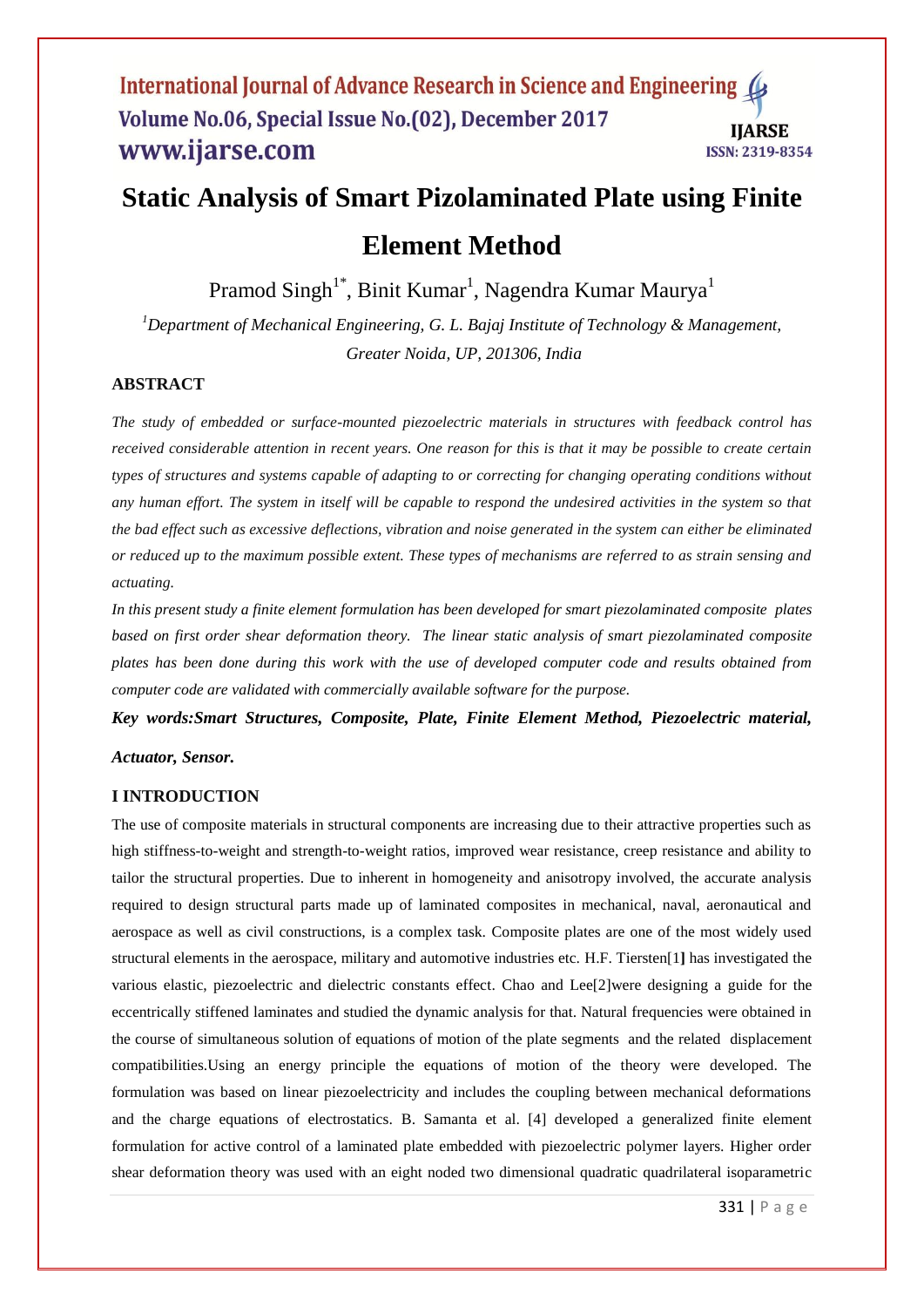# Static Analysis of Smart Pizolaminated Plate using Finite Element Method

Pramod Singh[1*], Binit Kumar[1], Nagendra Kumar Maurya[1]

*[1]Department of Mechanical Engineering, G. L. Bajaj Institute of Technology & Management, Greater Noida, UP, 201306, India*

## ABSTRACT

*The study of embedded or surface-mounted piezoelectric materials in structures with feedback control has received considerable attention in recent years. One reason for this is that it may be possible to create certain types of structures and systems capable of adapting to or correcting for changing operating conditions without any human effort. The system in itself will be capable to respond the undesired activities in the system so that the bad effect such as excessive deflections, vibration and noise generated in the system can either be eliminated or reduced up to the maximum possible extent. These types of mechanisms are referred to as strain sensing and actuating.*

*In this present study a finite element formulation has been developed for smart piezolaminated composite plates based on first order shear deformation theory. The linear static analysis of smart piezolaminated composite plates has been done during this work with the use of developed computer code and results obtained from computer code are validated with commercially available software for the purpose.*

***Key words:Smart Structures, Composite, Plate, Finite Element Method, Piezoelectric material, Actuator, Sensor.***

## I INTRODUCTION

The use of composite materials in structural components are increasing due to their attractive properties such as high stiffness-to-weight and strength-to-weight ratios, improved wear resistance, creep resistance and ability to tailor the structural properties. Due to inherent in homogeneity and anisotropy involved, the accurate analysis required to design structural parts made up of laminated composites in mechanical, naval, aeronautical and aerospace as well as civil constructions, is a complex task. Composite plates are one of the most widely used structural elements in the aerospace, military and automotive industries etc. H.F. Tiersten[1] has investigated the various elastic, piezoelectric and dielectric constants effect. Chao and Lee[2]were designing a guide for the eccentrically stiffened laminates and studied the dynamic analysis for that. Natural frequencies were obtained in the course of simultaneous solution of equations of motion of the plate segments and the related displacement compatibilities.Using an energy principle the equations of motion of the theory were developed. The formulation was based on linear piezoelectricity and includes the coupling between mechanical deformations and the charge equations of electrostatics. B. Samanta et al. [4] developed a generalized finite element formulation for active control of a laminated plate embedded with piezoelectric polymer layers. Higher order shear deformation theory was used with an eight noded two dimensional quadratic quadrilateral isoparametric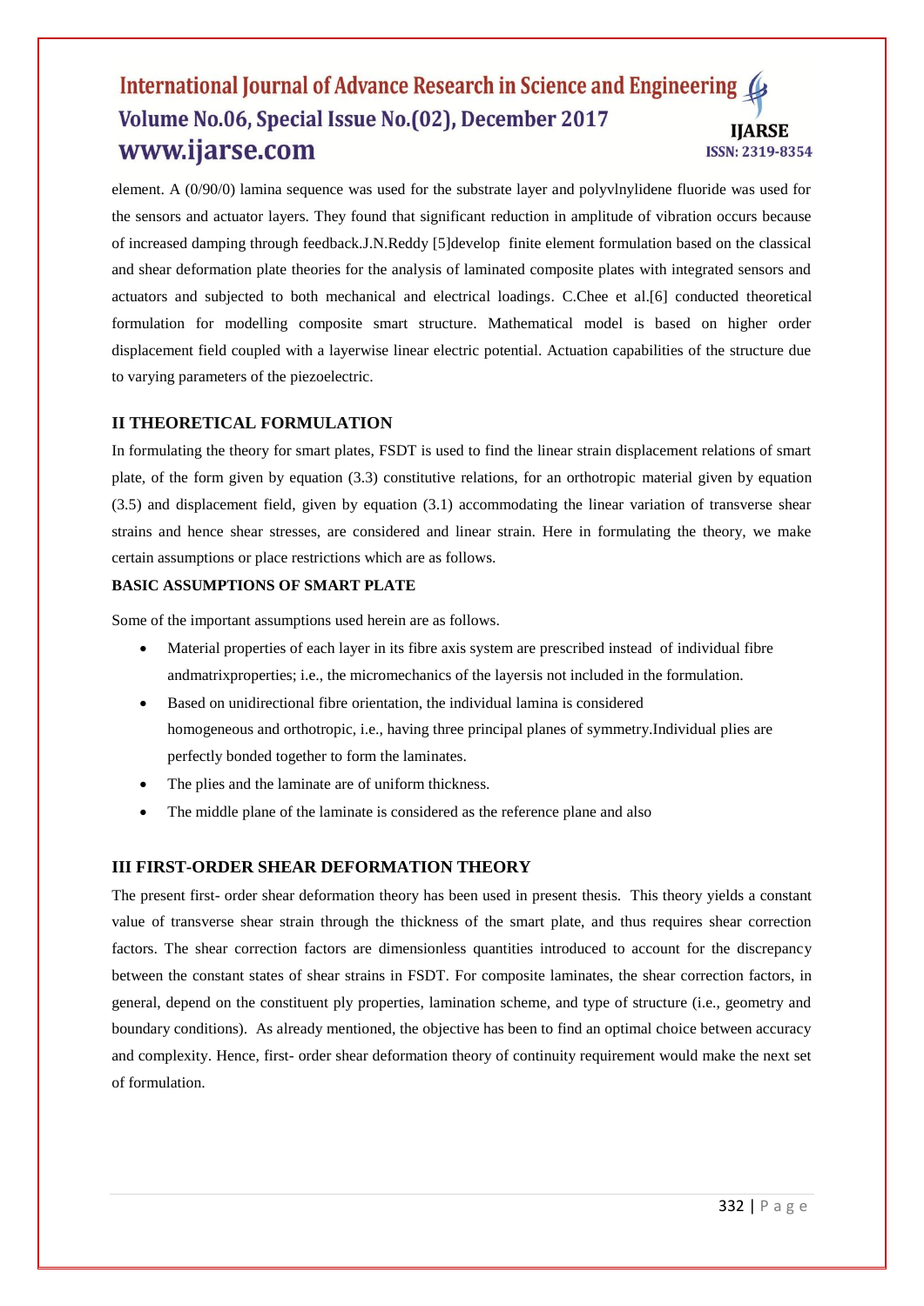element. A (0/90/0) lamina sequence was used for the substrate layer and polyvlnylidene fluoride was used for the sensors and actuator layers. They found that significant reduction in amplitude of vibration occurs because of increased damping through feedback.J.N.Reddy [5]develop finite element formulation based on the classical and shear deformation plate theories for the analysis of laminated composite plates with integrated sensors and actuators and subjected to both mechanical and electrical loadings. C.Chee et al.[6] conducted theoretical formulation for modelling composite smart structure. Mathematical model is based on higher order displacement field coupled with a layerwise linear electric potential. Actuation capabilities of the structure due to varying parameters of the piezoelectric.

## II THEORETICAL FORMULATION

In formulating the theory for smart plates, FSDT is used to find the linear strain displacement relations of smart plate, of the form given by equation (3.3) constitutive relations, for an orthotropic material given by equation (3.5) and displacement field, given by equation (3.1) accommodating the linear variation of transverse shear strains and hence shear stresses, are considered and linear strain. Here in formulating the theory, we make certain assumptions or place restrictions which are as follows.

### BASIC ASSUMPTIONS OF SMART PLATE

Some of the important assumptions used herein are as follows.

- Material properties of each layer in its fibre axis system are prescribed instead of individual fibre andmatrixproperties; i.e., the micromechanics of the layersis not included in the formulation.
- Based on unidirectional fibre orientation, the individual lamina is considered homogeneous and orthotropic, i.e., having three principal planes of symmetry.Individual plies are perfectly bonded together to form the laminates.
- The plies and the laminate are of uniform thickness.
- The middle plane of the laminate is considered as the reference plane and also

## III FIRST-ORDER SHEAR DEFORMATION THEORY

The present first- order shear deformation theory has been used in present thesis. This theory yields a constant value of transverse shear strain through the thickness of the smart plate, and thus requires shear correction factors. The shear correction factors are dimensionless quantities introduced to account for the discrepancy between the constant states of shear strains in FSDT. For composite laminates, the shear correction factors, in general, depend on the constituent ply properties, lamination scheme, and type of structure (i.e., geometry and boundary conditions). As already mentioned, the objective has been to find an optimal choice between accuracy and complexity. Hence, first- order shear deformation theory of continuity requirement would make the next set of formulation.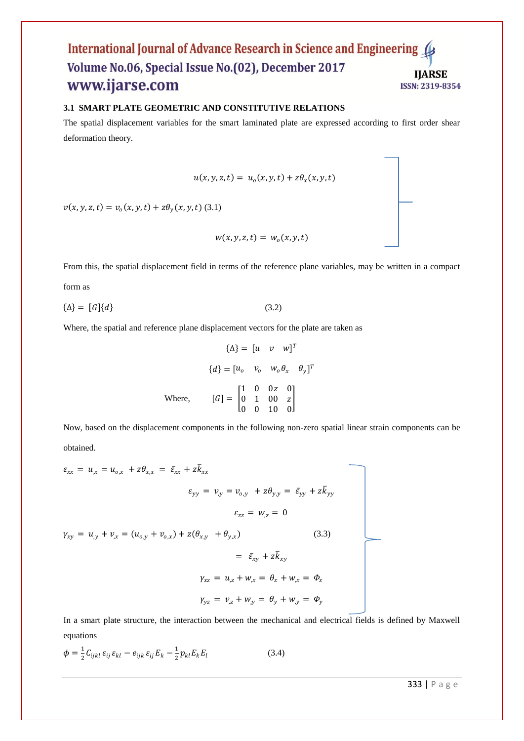### 3.1 SMART PLATE GEOMETRIC AND CONSTITUTIVE RELATIONS

The spatial displacement variables for the smart laminated plate are expressed according to first order shear deformation theory.

$$
\left.
\begin{aligned}
u(x,y,z,t) &= u_o(x,y,t) + z\theta_x(x,y,t) \\
v(x,y,z,t) &= v_o(x,y,t) + z\theta_y(x,y,t) \\
w(x,y,z,t) &= w_o(x,y,t)
\end{aligned}
\right\} \quad (3.1)
$$

From this, the spatial displacement field in terms of the reference plane variables, may be written in a compact form as

$$\{\Delta\} = [G]\{d\} \quad (3.2)$$

Where, the spatial and reference plane displacement vectors for the plate are taken as

$$\{\Delta\} = [u \quad v \quad w]^T$$

$$\{d\} = [u_o \quad v_o \quad w_o \, \theta_x \quad \theta_y]^T$$

Where, $[G] = \begin{bmatrix} 1 & 0 & 0z & 0 \\ 0 & 1 & 00 & z \\ 0 & 0 & 10 & 0 \end{bmatrix}$

Now, based on the displacement components in the following non-zero spatial linear strain components can be obtained.

$$
\left.
\begin{aligned}
\varepsilon_{xx} &= u_{,x} = u_{o,x} + z\theta_{x,x} = \bar{\varepsilon}_{xx} + z\bar{k}_{xx} \\
\varepsilon_{yy} &= v_{,y} = v_{o,y} + z\theta_{y,y} = \bar{\varepsilon}_{yy} + z\bar{k}_{yy} \\
\varepsilon_{zz} &= w_{,z} = 0 \\
\gamma_{xy} &= u_{,y} + v_{,x} = (u_{o,y} + v_{o,x}) + z(\theta_{x,y} + \theta_{y,x}) \\
&= \bar{\varepsilon}_{xy} + z\bar{k}_{xy} \\
\gamma_{xz} &= u_{,z} + w_{,x} = \theta_x + w_{,x} = \Phi_x \\
\gamma_{yz} &= v_{,z} + w_{,y} = \theta_y + w_{,y} = \Phi_y
\end{aligned}
\right\} \quad (3.3)
$$

In a smart plate structure, the interaction between the mechanical and electrical fields is defined by Maxwell equations

$$\phi = \frac{1}{2} C_{ijkl}\, \varepsilon_{ij}\, \varepsilon_{kl} - e_{ijk}\, \varepsilon_{ij}\, E_k - \frac{1}{2} p_{kl} E_k E_l \quad (3.4)$$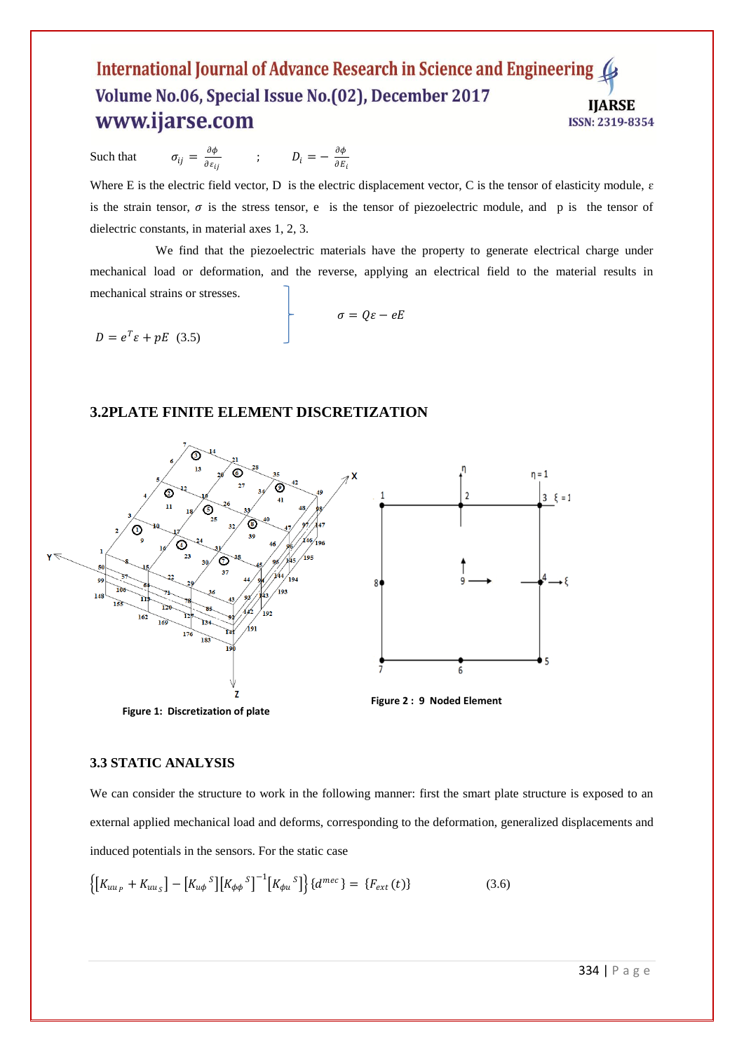Such that $\sigma_{ij} = \frac{\partial \phi}{\partial \varepsilon_{ij}}$ ; $D_i = -\frac{\partial \phi}{\partial E_i}$

Where E is the electric field vector, D is the electric displacement vector, C is the tensor of elasticity module, ε is the strain tensor, $\sigma$ is the stress tensor, e is the tensor of piezoelectric module, and p is the tensor of dielectric constants, in material axes 1, 2, 3.

We find that the piezoelectric materials have the property to generate electrical charge under mechanical load or deformation, and the reverse, applying an electrical field to the material results in mechanical strains or stresses.

$$\left.\begin{aligned} \sigma &= Q\varepsilon - eE \\ D &= e^T\varepsilon + pE \end{aligned}\right\} \quad (3.5)$$

### 3.2PLATE FINITE ELEMENT DISCRETIZATION

Figure 1: Discretization of plate

Figure 2 : 9 Noded Element

### 3.3 STATIC ANALYSIS

We can consider the structure to work in the following manner: first the smart plate structure is exposed to an external applied mechanical load and deforms, corresponding to the deformation, generalized displacements and induced potentials in the sensors. For the static case

$$\left\{\left[K_{uu_p} + K_{uu_s}\right] - \left[K_{u\phi}{}^S\right]\left[K_{\phi\phi}{}^S\right]^{-1}\left[K_{\phi u}{}^S\right]\right\}\{d^{mec}\} = \{F_{ext}(t)\} \quad (3.6)$$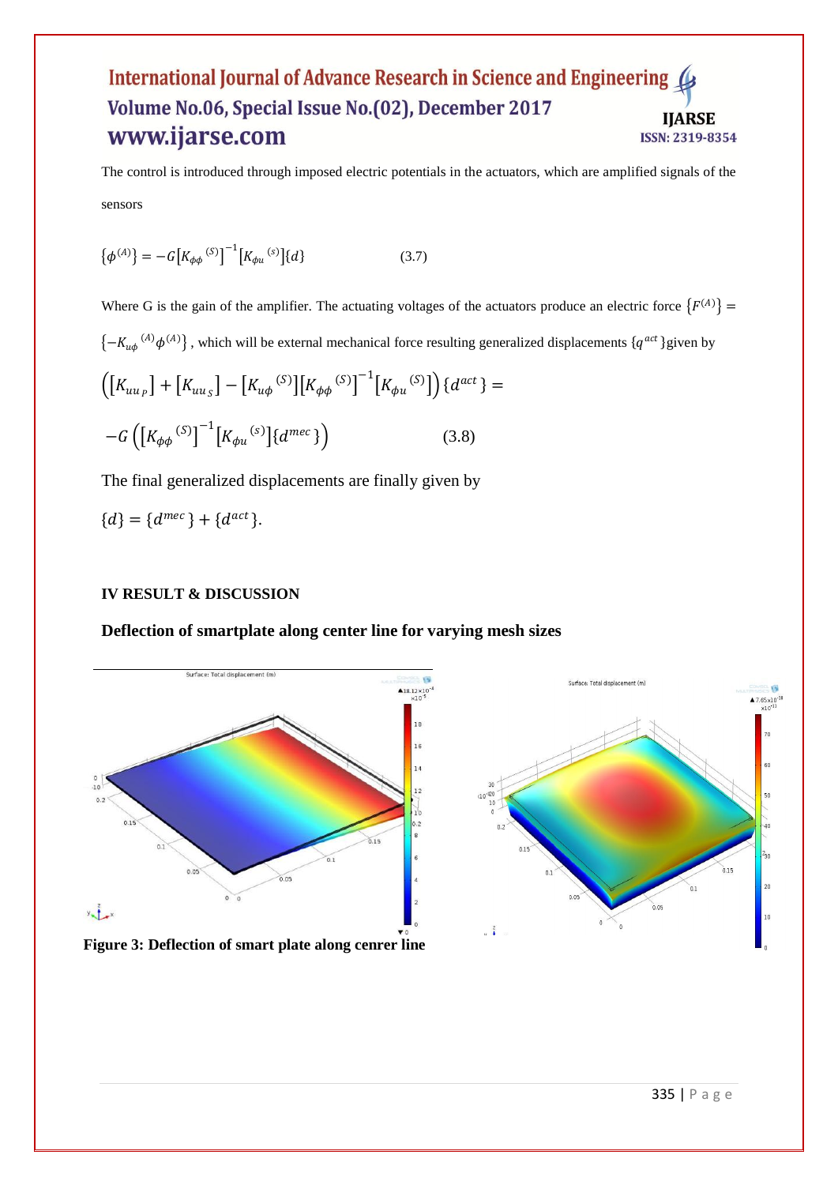The control is introduced through imposed electric potentials in the actuators, which are amplified signals of the sensors

$$\{\phi^{(A)}\} = -G\left[K_{\phi\phi}{}^{(S)}\right]^{-1}\left[K_{\phi u}{}^{(s)}\right]\{d\} \qquad (3.7)$$

Where G is the gain of the amplifier. The actuating voltages of the actuators produce an electric force $\{F^{(A)}\} = \{-K_{u\phi}{}^{(A)}\phi^{(A)}\}$, which will be external mechanical force resulting generalized displacements $\{q^{act}\}$given by

$$\left(\left[K_{uu_P}\right] + \left[K_{uu_S}\right] - \left[K_{u\phi}{}^{(S)}\right]\left[K_{\phi\phi}{}^{(S)}\right]^{-1}\left[K_{\phi u}{}^{(S)}\right]\right)\{d^{act}\} =$$

$$-G\left(\left[K_{\phi\phi}{}^{(S)}\right]^{-1}\left[K_{\phi u}{}^{(s)}\right]\{d^{mec}\}\right) \qquad (3.8)$$

The final generalized displacements are finally given by

$$\{d\} = \{d^{mec}\} + \{d^{act}\}.$$

## IV RESULT & DISCUSSION

### Deflection of smartplate along center line for varying mesh sizes

**Figure 3: Deflection of smart plate along cenrer line**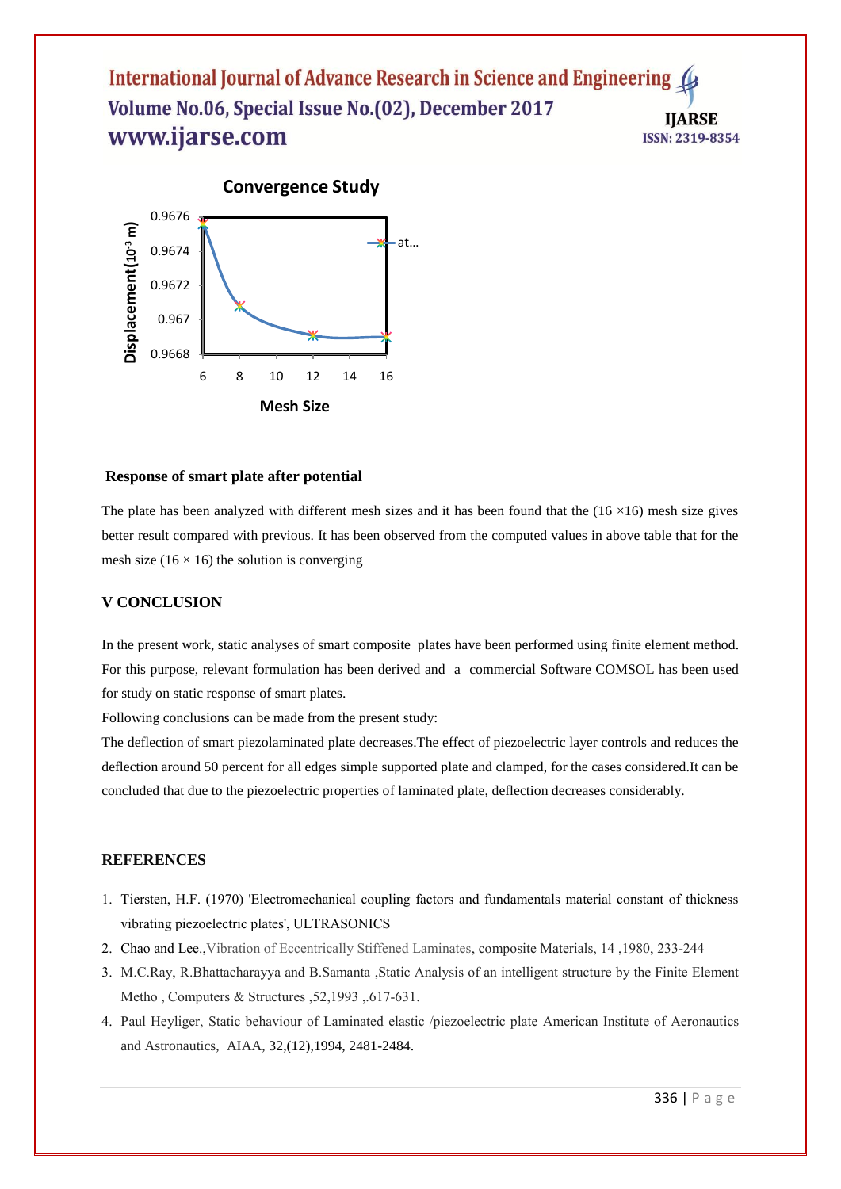**Convergence Study**

Displacement($10^{-3}$ m)

Mesh Size

### Response of smart plate after potential

The plate has been analyzed with different mesh sizes and it has been found that the (16 ×16) mesh size gives better result compared with previous. It has been observed from the computed values in above table that for the mesh size (16 × 16) the solution is converging

## V CONCLUSION

In the present work, static analyses of smart composite plates have been performed using finite element method. For this purpose, relevant formulation has been derived and a commercial Software COMSOL has been used for study on static response of smart plates.

Following conclusions can be made from the present study:

The deflection of smart piezolaminated plate decreases.The effect of piezoelectric layer controls and reduces the deflection around 50 percent for all edges simple supported plate and clamped, for the cases considered.It can be concluded that due to the piezoelectric properties of laminated plate, deflection decreases considerably.

## REFERENCES

1. Tiersten, H.F. (1970) 'Electromechanical coupling factors and fundamentals material constant of thickness vibrating piezoelectric plates', ULTRASONICS
2. Chao and Lee.,Vibration of Eccentrically Stiffened Laminates, composite Materials, 14 ,1980, 233-244
3. M.C.Ray, R.Bhattacharayya and B.Samanta ,Static Analysis of an intelligent structure by the Finite Element Metho , Computers & Structures ,52,1993 ,.617-631.
4. Paul Heyliger, Static behaviour of Laminated elastic /piezoelectric plate American Institute of Aeronautics and Astronautics, AIAA, 32,(12),1994, 2481-2484.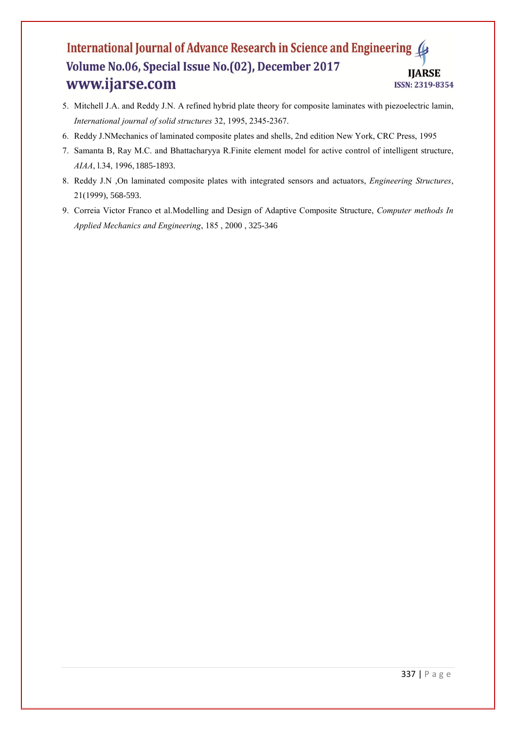5. Mitchell J.A. and Reddy J.N. A refined hybrid plate theory for composite laminates with piezoelectric lamin, *International journal of solid structures* 32, 1995, 2345-2367.
6. Reddy J.NMechanics of laminated composite plates and shells, 2nd edition New York, CRC Press, 1995
7. Samanta B, Ray M.C. and Bhattacharyya R.Finite element model for active control of intelligent structure, *AIAA*, l.34, 1996, 1885-1893.
8. Reddy J.N ,On laminated composite plates with integrated sensors and actuators, *Engineering Structures*, 21(1999), 568-593.
9. Correia Victor Franco et al.Modelling and Design of Adaptive Composite Structure, *Computer methods In Applied Mechanics and Engineering*, 185 , 2000 , 325-346